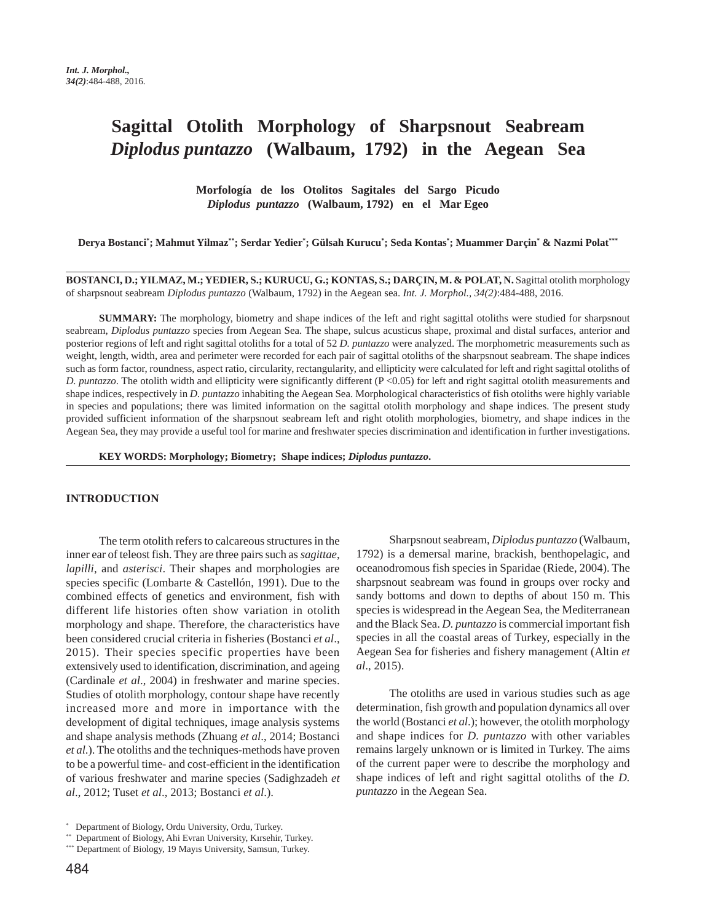# Sagittal Otolith Morphology of Sharpsnout Seabream *Diplodus puntazzo* (Walbaum, 1792) in the Aegean Sea

## Morfología de los Otolitos Sagitales del Sargo Picudo *Diplodus puntazzo* (Walbaum, 1792) en el Mar Egeo

**Derya Bostanci[*]; Mahmut Yilmaz[**]; Serdar Yedier[*]; Gülsah Kurucu[*]; Seda Kontas[*]; Muammer Darçin[*] & Nazmi Polat[***]**

**BOSTANCI, D.; YILMAZ, M.; YEDIER, S.; KURUCU, G.; KONTAS, S.; DARÇIN, M. & POLAT, N.** Sagittal otolith morphology of sharpsnout seabream *Diplodus puntazzo* (Walbaum, 1792) in the Aegean sea. *Int. J. Morphol., 34(2)*:484-488, 2016.

**SUMMARY:** The morphology, biometry and shape indices of the left and right sagittal otoliths were studied for sharpsnout seabream, *Diplodus puntazzo* species from Aegean Sea. The shape, sulcus acusticus shape, proximal and distal surfaces, anterior and posterior regions of left and right sagittal otoliths for a total of 52 *D. puntazzo* were analyzed. The morphometric measurements such as weight, length, width, area and perimeter were recorded for each pair of sagittal otoliths of the sharpsnout seabream. The shape indices such as form factor, roundness, aspect ratio, circularity, rectangularity, and ellipticity were calculated for left and right sagittal otoliths of *D. puntazzo*. The otolith width and ellipticity were significantly different ($P < 0.05$) for left and right sagittal otolith measurements and shape indices, respectively in *D. puntazzo* inhabiting the Aegean Sea. Morphological characteristics of fish otoliths were highly variable in species and populations; there was limited information on the sagittal otolith morphology and shape indices. The present study provided sufficient information of the sharpsnout seabream left and right otolith morphologies, biometry, and shape indices in the Aegean Sea, they may provide a useful tool for marine and freshwater species discrimination and identification in further investigations.

**KEY WORDS: Morphology; Biometry; Shape indices; *Diplodus puntazzo*.**

## INTRODUCTION

The term otolith refers to calcareous structures in the inner ear of teleost fish. They are three pairs such as *sagittae*, *lapilli*, and *asterisci*. Their shapes and morphologies are species specific (Lombarte & Castellón, 1991). Due to the combined effects of genetics and environment, fish with different life histories often show variation in otolith morphology and shape. Therefore, the characteristics have been considered crucial criteria in fisheries (Bostanci *et al*., 2015). Their species specific properties have been extensively used to identification, discrimination, and ageing (Cardinale *et al*., 2004) in freshwater and marine species. Studies of otolith morphology, contour shape have recently increased more and more in importance with the development of digital techniques, image analysis systems and shape analysis methods (Zhuang *et al*., 2014; Bostanci *et al*.). The otoliths and the techniques-methods have proven to be a powerful time- and cost-efficient in the identification of various freshwater and marine species (Sadighzadeh *et al*., 2012; Tuset *et al*., 2013; Bostanci *et al*.).

Sharpsnout seabream, *Diplodus puntazzo* (Walbaum, 1792) is a demersal marine, brackish, benthopelagic, and oceanodromous fish species in Sparidae (Riede, 2004). The sharpsnout seabream was found in groups over rocky and sandy bottoms and down to depths of about 150 m. This species is widespread in the Aegean Sea, the Mediterranean and the Black Sea. *D. puntazzo* is commercial important fish species in all the coastal areas of Turkey, especially in the Aegean Sea for fisheries and fishery management (Altin *et al*., 2015).

The otoliths are used in various studies such as age determination, fish growth and population dynamics all over the world (Bostanci *et al*.); however, the otolith morphology and shape indices for *D. puntazzo* with other variables remains largely unknown or is limited in Turkey. The aims of the current paper were to describe the morphology and shape indices of left and right sagittal otoliths of the *D. puntazzo* in the Aegean Sea.

[*] Department of Biology, Ordu University, Ordu, Turkey.
[**] Department of Biology, Ahi Evran University, Kırsehir, Turkey.
[***] Department of Biology, 19 Mayıs University, Samsun, Turkey.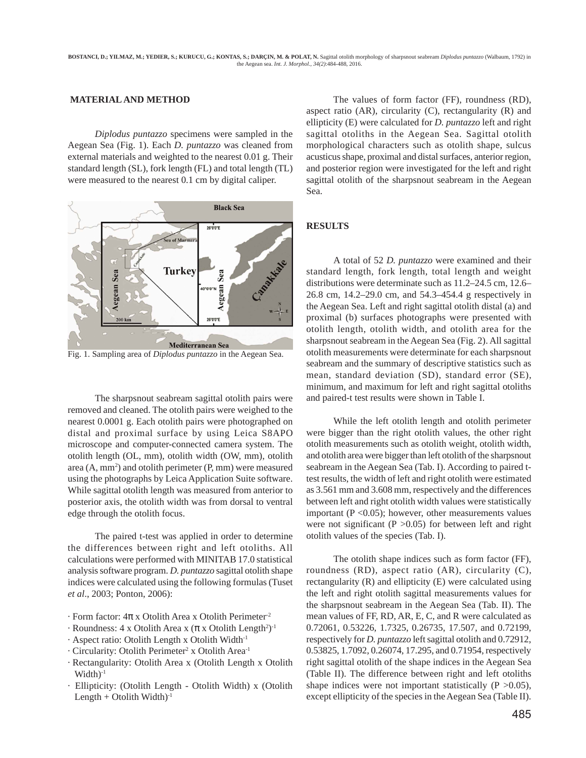## MATERIAL AND METHOD

*Diplodus puntazzo* specimens were sampled in the Aegean Sea (Fig. 1). Each *D. puntazzo* was cleaned from external materials and weighted to the nearest 0.01 g. Their standard length (SL), fork length (FL) and total length (TL) were measured to the nearest 0.1 cm by digital caliper.

Fig. 1. Sampling area of *Diplodus puntazzo* in the Aegean Sea.

The sharpsnout seabream sagittal otolith pairs were removed and cleaned. The otolith pairs were weighed to the nearest 0.0001 g. Each otolith pairs were photographed on distal and proximal surface by using Leica S8APO microscope and computer-connected camera system. The otolith length (OL, mm), otolith width (OW, mm), otolith area (A, $mm^2$) and otolith perimeter (P, mm) were measured using the photographs by Leica Application Suite software. While sagittal otolith length was measured from anterior to posterior axis, the otolith width was from dorsal to ventral edge through the otolith focus.

The paired t-test was applied in order to determine the differences between right and left otoliths. All calculations were performed with MINITAB 17.0 statistical analysis software program. *D. puntazzo* sagittal otolith shape indices were calculated using the following formulas (Tuset *et al*., 2003; Ponton, 2006):

- Form factor: $4\pi$ x Otolith Area x Otolith Perimeter$^{-2}$
- Roundness: 4 x Otolith Area x ($\pi$ x Otolith Length$^{2}$)$^{-1}$
- Aspect ratio: Otolith Length x Otolith Width$^{-1}$
- Circularity: Otolith Perimeter$^{2}$ x Otolith Area$^{-1}$
- Rectangularity: Otolith Area x (Otolith Length x Otolith Width)$^{-1}$
- Ellipticity: (Otolith Length - Otolith Width) x (Otolith Length + Otolith Width)$^{-1}$

The values of form factor (FF), roundness (RD), aspect ratio (AR), circularity (C), rectangularity (R) and ellipticity (E) were calculated for *D. puntazzo* left and right sagittal otoliths in the Aegean Sea. Sagittal otolith morphological characters such as otolith shape, sulcus acusticus shape, proximal and distal surfaces, anterior region, and posterior region were investigated for the left and right sagittal otolith of the sharpsnout seabream in the Aegean Sea.

## RESULTS

A total of 52 *D. puntazzo* were examined and their standard length, fork length, total length and weight distributions were determinate such as 11.2–24.5 cm, 12.6–26.8 cm, 14.2–29.0 cm, and 54.3–454.4 g respectively in the Aegean Sea. Left and right sagittal otolith distal (a) and proximal (b) surfaces photographs were presented with otolith length, otolith width, and otolith area for the sharpsnout seabream in the Aegean Sea (Fig. 2). All sagittal otolith measurements were determinate for each sharpsnout seabream and the summary of descriptive statistics such as mean, standard deviation (SD), standard error (SE), minimum, and maximum for left and right sagittal otoliths and paired-t test results were shown in Table I.

While the left otolith length and otolith perimeter were bigger than the right otolith values, the other right otolith measurements such as otolith weight, otolith width, and otolith area were bigger than left otolith of the sharpsnout seabream in the Aegean Sea (Tab. I). According to paired t-test results, the width of left and right otolith were estimated as 3.561 mm and 3.608 mm, respectively and the differences between left and right otolith width values were statistically important ($P < 0.05$); however, other measurements values were not significant ($P > 0.05$) for between left and right otolith values of the species (Tab. I).

The otolith shape indices such as form factor (FF), roundness (RD), aspect ratio (AR), circularity (C), rectangularity (R) and ellipticity (E) were calculated using the left and right otolith sagittal measurements values for the sharpsnout seabream in the Aegean Sea (Tab. II). The mean values of FF, RD, AR, E, C, and R were calculated as 0.72061, 0.53226, 1.7325, 0.26735, 17.507, and 0.72199, respectively for *D. puntazzo* left sagittal otolith and 0.72912, 0.53825, 1.7092, 0.26074, 17.295, and 0.71954, respectively right sagittal otolith of the shape indices in the Aegean Sea (Table II). The difference between right and left otoliths shape indices were not important statistically ($P > 0.05$), except ellipticity of the species in the Aegean Sea (Table II).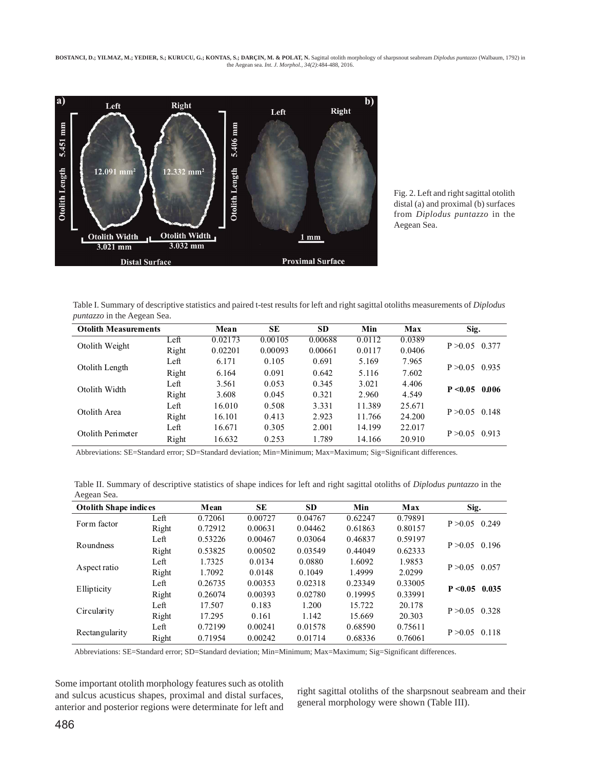Fig. 2. Left and right sagittal otolith distal (a) and proximal (b) surfaces from *Diplodus puntazzo* in the Aegean Sea.

Table I. Summary of descriptive statistics and paired t-test results for left and right sagittal otoliths measurements of *Diplodus puntazzo* in the Aegean Sea.

| Otolith Measurements | | Mean | SE | SD | Min | Max | Sig. |
|---|---|---|---|---|---|---|---|
| Otolith Weight | Left | 0.02173 | 0.00105 | 0.00688 | 0.0112 | 0.0389 | P >0.05 0.377 |
| | Right | 0.02201 | 0.00093 | 0.00661 | 0.0117 | 0.0406 | |
| Otolith Length | Left | 6.171 | 0.105 | 0.691 | 5.169 | 7.965 | P >0.05 0.935 |
| | Right | 6.164 | 0.091 | 0.642 | 5.116 | 7.602 | |
| Otolith Width | Left | 3.561 | 0.053 | 0.345 | 3.021 | 4.406 | **P <0.05 0.006** |
| | Right | 3.608 | 0.045 | 0.321 | 2.960 | 4.549 | |
| Otolith Area | Left | 16.010 | 0.508 | 3.331 | 11.389 | 25.671 | P >0.05 0.148 |
| | Right | 16.101 | 0.413 | 2.923 | 11.766 | 24.200 | |
| Otolith Perimeter | Left | 16.671 | 0.305 | 2.001 | 14.199 | 22.017 | P >0.05 0.913 |
| | Right | 16.632 | 0.253 | 1.789 | 14.166 | 20.910 | |

Abbreviations: SE=Standard error; SD=Standard deviation; Min=Minimum; Max=Maximum; Sig=Significant differences.

Table II. Summary of descriptive statistics of shape indices for left and right sagittal otoliths of *Diplodus puntazzo* in the Aegean Sea.

| Otolith Shape indices | | Mean | SE | SD | Min | Max | Sig. |
|---|---|---|---|---|---|---|---|
| Form factor | Left | 0.72061 | 0.00727 | 0.04767 | 0.62247 | 0.79891 | P >0.05 0.249 |
| | Right | 0.72912 | 0.00631 | 0.04462 | 0.61863 | 0.80157 | |
| Roundness | Left | 0.53226 | 0.00467 | 0.03064 | 0.46837 | 0.59197 | P >0.05 0.196 |
| | Right | 0.53825 | 0.00502 | 0.03549 | 0.44049 | 0.62333 | |
| Aspect ratio | Left | 1.7325 | 0.0134 | 0.0880 | 1.6092 | 1.9853 | P >0.05 0.057 |
| | Right | 1.7092 | 0.0148 | 0.1049 | 1.4999 | 2.0299 | |
| Ellipticity | Left | 0.26735 | 0.00353 | 0.02318 | 0.23349 | 0.33005 | **P <0.05 0.035** |
| | Right | 0.26074 | 0.00393 | 0.02780 | 0.19995 | 0.33991 | |
| Circularity | Left | 17.507 | 0.183 | 1.200 | 15.722 | 20.178 | P >0.05 0.328 |
| | Right | 17.295 | 0.161 | 1.142 | 15.669 | 20.303 | |
| Rectangularity | Left | 0.72199 | 0.00241 | 0.01578 | 0.68590 | 0.75611 | P >0.05 0.118 |
| | Right | 0.71954 | 0.00242 | 0.01714 | 0.68336 | 0.76061 | |

Abbreviations: SE=Standard error; SD=Standard deviation; Min=Minimum; Max=Maximum; Sig=Significant differences.

Some important otolith morphology features such as otolith and sulcus acusticus shapes, proximal and distal surfaces, anterior and posterior regions were determinate for left and right sagittal otoliths of the sharpsnout seabream and their general morphology were shown (Table III).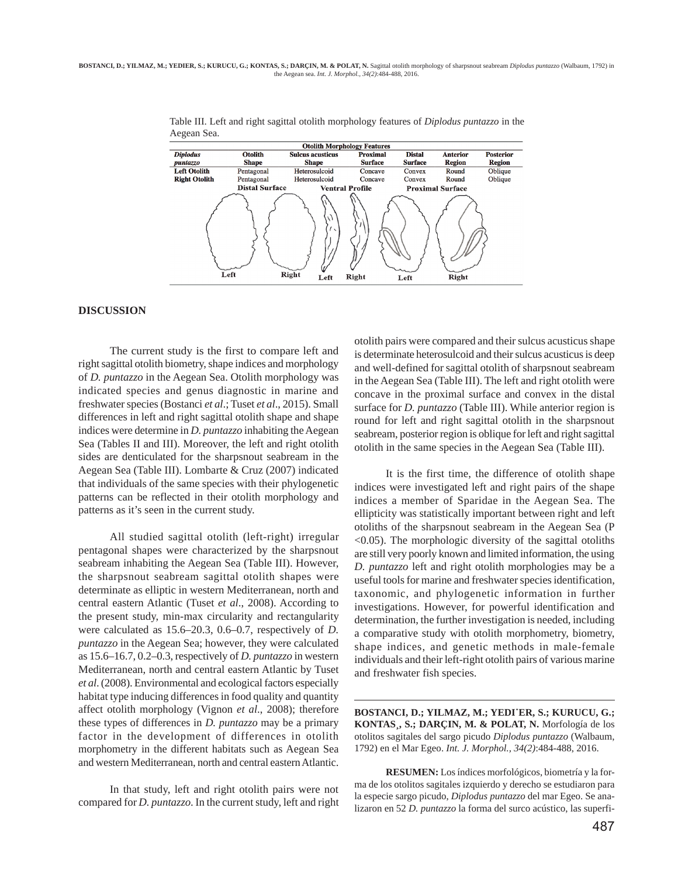Table III. Left and right sagittal otolith morphology features of *Diplodus puntazzo* in the Aegean Sea.

| Otolith Morphology Features | | | | | | |
|---|---|---|---|---|---|---|
| ***Diplodus puntazzo*** | **Otolith Shape** | **Sulcus acusticus Shape** | **Proximal Surface** | **Distal Surface** | **Anterior Region** | **Posterior Region** |
| **Left Otolith** | Pentagonal | Heterosulcoid | Concave | Convex | Round | Oblique |
| **Right Otolith** | Pentagonal | Heterosulcoid | Concave | Convex | Round | Oblique |

Distal Surface — Ventral Profile — Proximal Surface

Left Right Left Right Left Right

## DISCUSSION

The current study is the first to compare left and right sagittal otolith biometry, shape indices and morphology of *D. puntazzo* in the Aegean Sea. Otolith morphology was indicated species and genus diagnostic in marine and freshwater species (Bostanci *et al*.; Tuset *et al*., 2015). Small differences in left and right sagittal otolith shape and shape indices were determine in *D. puntazzo* inhabiting the Aegean Sea (Tables II and III). Moreover, the left and right otolith sides are denticulated for the sharpsnout seabream in the Aegean Sea (Table III). Lombarte & Cruz (2007) indicated that individuals of the same species with their phylogenetic patterns can be reflected in their otolith morphology and patterns as it's seen in the current study.

All studied sagittal otolith (left-right) irregular pentagonal shapes were characterized by the sharpsnout seabream inhabiting the Aegean Sea (Table III). However, the sharpsnout seabream sagittal otolith shapes were determinate as elliptic in western Mediterranean, north and central eastern Atlantic (Tuset *et al*., 2008). According to the present study, min-max circularity and rectangularity were calculated as 15.6–20.3, 0.6–0.7, respectively of *D. puntazzo* in the Aegean Sea; however, they were calculated as 15.6–16.7, 0.2–0.3, respectively of *D. puntazzo* in western Mediterranean, north and central eastern Atlantic by Tuset *et al*. (2008). Environmental and ecological factors especially habitat type inducing differences in food quality and quantity affect otolith morphology (Vignon *et al*., 2008); therefore these types of differences in *D. puntazzo* may be a primary factor in the development of differences in otolith morphometry in the different habitats such as Aegean Sea and western Mediterranean, north and central eastern Atlantic.

In that study, left and right otolith pairs were not compared for *D. puntazzo*. In the current study, left and right otolith pairs were compared and their sulcus acusticus shape is determinate heterosulcoid and their sulcus acusticus is deep and well-defined for sagittal otolith of sharpsnout seabream in the Aegean Sea (Table III). The left and right otolith were concave in the proximal surface and convex in the distal surface for *D. puntazzo* (Table III). While anterior region is round for left and right sagittal otolith in the sharpsnout seabream, posterior region is oblique for left and right sagittal otolith in the same species in the Aegean Sea (Table III).

It is the first time, the difference of otolith shape indices were investigated left and right pairs of the shape indices a member of Sparidae in the Aegean Sea. The ellipticity was statistically important between right and left otoliths of the sharpsnout seabream in the Aegean Sea ($P < 0.05$). The morphologic diversity of the sagittal otoliths are still very poorly known and limited information, the using *D. puntazzo* left and right otolith morphologies may be a useful tools for marine and freshwater species identification, taxonomic, and phylogenetic information in further investigations. However, for powerful identification and determination, the further investigation is needed, including a comparative study with otolith morphometry, biometry, shape indices, and genetic methods in male-female individuals and their left-right otolith pairs of various marine and freshwater fish species.

---

**BOSTANCI, D.; YILMAZ, M.; YEDIˑER, S.; KURUCU, G.; KONTAS¸, S.; DARÇIN, M. & POLAT, N.** Morfología de los otolitos sagitales del sargo picudo *Diplodus puntazzo* (Walbaum, 1792) en el Mar Egeo. *Int. J. Morphol., 34(2)*:484-488, 2016.

**RESUMEN:** Los índices morfológicos, biometría y la forma de los otolitos sagitales izquierdo y derecho se estudiaron para la especie sargo picudo, *Diplodus puntazzo* del mar Egeo. Se analizaron en 52 *D. puntazzo* la forma del surco acústico, las superfi-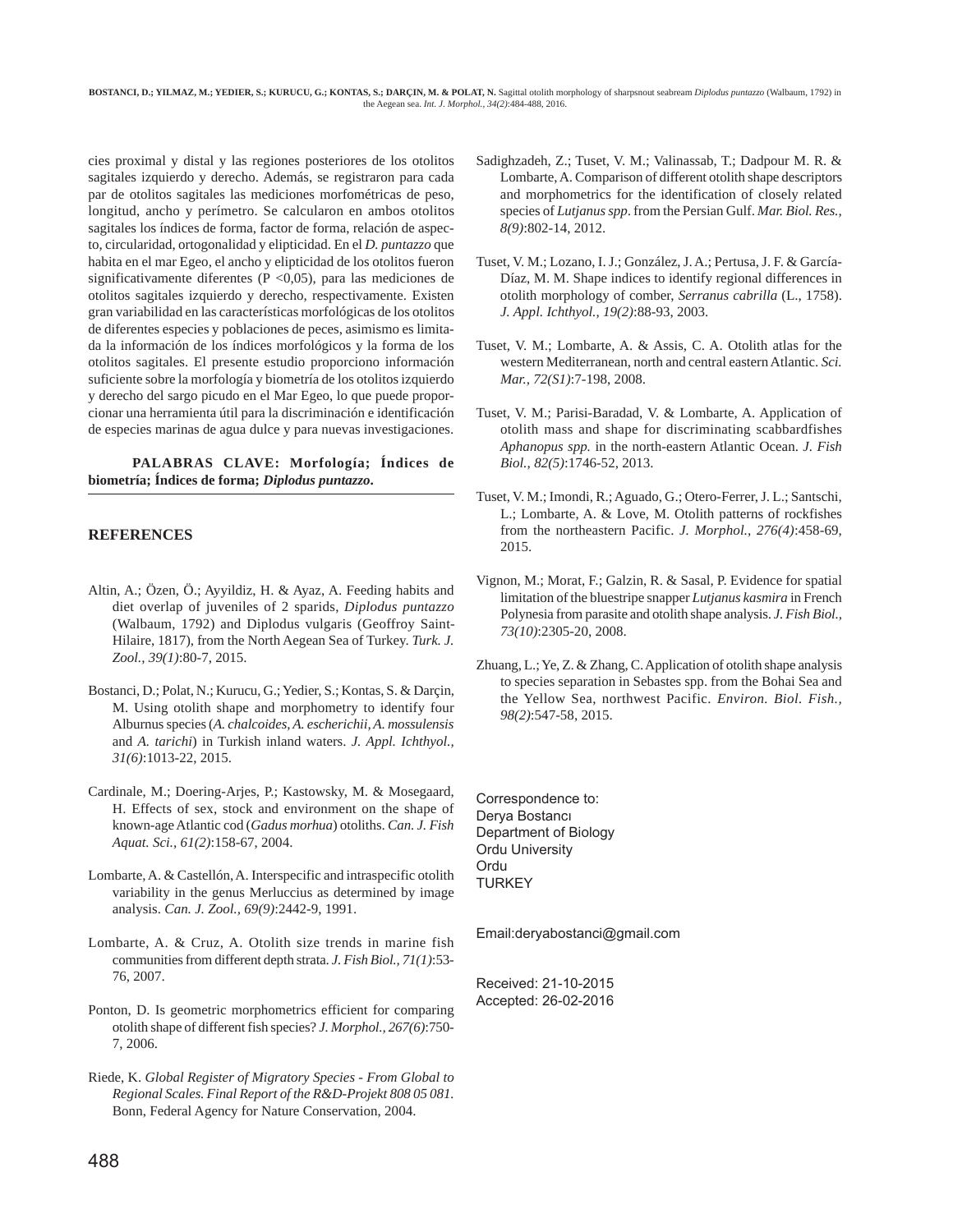cies proximal y distal y las regiones posteriores de los otolitos sagitales izquierdo y derecho. Además, se registraron para cada par de otolitos sagitales las mediciones morfométricas de peso, longitud, ancho y perímetro. Se calcularon en ambos otolitos sagitales los índices de forma, factor de forma, relación de aspecto, circularidad, ortogonalidad y elipticidad. En el *D. puntazzo* que habita en el mar Egeo, el ancho y elipticidad de los otolitos fueron significativamente diferentes ($P < 0,05$), para las mediciones de otolitos sagitales izquierdo y derecho, respectivamente. Existen gran variabilidad en las características morfológicas de los otolitos de diferentes especies y poblaciones de peces, asimismo es limitada la información de los índices morfológicos y la forma de los otolitos sagitales. El presente estudio proporciono información suficiente sobre la morfología y biometría de los otolitos izquierdo y derecho del sargo picudo en el Mar Egeo, lo que puede proporcionar una herramienta útil para la discriminación e identificación de especies marinas de agua dulce y para nuevas investigaciones.

**PALABRAS CLAVE: Morfología; Índices de biometría; Índices de forma; *Diplodus puntazzo*.**

## REFERENCES

Altin, A.; Özen, Ö.; Ayyildiz, H. & Ayaz, A. Feeding habits and diet overlap of juveniles of 2 sparids, *Diplodus puntazzo* (Walbaum, 1792) and Diplodus vulgaris (Geoffroy Saint-Hilaire, 1817), from the North Aegean Sea of Turkey. *Turk. J. Zool., 39(1)*:80-7, 2015.

Bostanci, D.; Polat, N.; Kurucu, G.; Yedier, S.; Kontas, S. & Darçin, M. Using otolith shape and morphometry to identify four Alburnus species (*A. chalcoides, A. escherichii, A. mossulensis* and *A. tarichi*) in Turkish inland waters. *J. Appl. Ichthyol., 31(6)*:1013-22, 2015.

Cardinale, M.; Doering-Arjes, P.; Kastowsky, M. & Mosegaard, H. Effects of sex, stock and environment on the shape of known-age Atlantic cod (*Gadus morhua*) otoliths. *Can. J. Fish Aquat. Sci., 61(2)*:158-67, 2004.

Lombarte, A. & Castellón, A. Interspecific and intraspecific otolith variability in the genus Merluccius as determined by image analysis. *Can. J. Zool., 69(9)*:2442-9, 1991.

Lombarte, A. & Cruz, A. Otolith size trends in marine fish communities from different depth strata. *J. Fish Biol., 71(1)*:53-76, 2007.

Ponton, D. Is geometric morphometrics efficient for comparing otolith shape of different fish species? *J. Morphol., 267(6)*:750-7, 2006.

Riede, K. *Global Register of Migratory Species - From Global to Regional Scales. Final Report of the R&D-Projekt 808 05 081.* Bonn, Federal Agency for Nature Conservation, 2004.

Sadighzadeh, Z.; Tuset, V. M.; Valinassab, T.; Dadpour M. R. & Lombarte, A. Comparison of different otolith shape descriptors and morphometrics for the identification of closely related species of *Lutjanus spp*. from the Persian Gulf. *Mar. Biol. Res., 8(9)*:802-14, 2012.

Tuset, V. M.; Lozano, I. J.; González, J. A.; Pertusa, J. F. & García-Díaz, M. M. Shape indices to identify regional differences in otolith morphology of comber, *Serranus cabrilla* (L., 1758). *J. Appl. Ichthyol., 19(2)*:88-93, 2003.

Tuset, V. M.; Lombarte, A. & Assis, C. A. Otolith atlas for the western Mediterranean, north and central eastern Atlantic. *Sci. Mar., 72(S1)*:7-198, 2008.

Tuset, V. M.; Parisi-Baradad, V. & Lombarte, A. Application of otolith mass and shape for discriminating scabbardfishes *Aphanopus spp.* in the north-eastern Atlantic Ocean. *J. Fish Biol., 82(5)*:1746-52, 2013.

Tuset, V. M.; Imondi, R.; Aguado, G.; Otero-Ferrer, J. L.; Santschi, L.; Lombarte, A. & Love, M. Otolith patterns of rockfishes from the northeastern Pacific. *J. Morphol., 276(4)*:458-69, 2015.

Vignon, M.; Morat, F.; Galzin, R. & Sasal, P. Evidence for spatial limitation of the bluestripe snapper *Lutjanus kasmira* in French Polynesia from parasite and otolith shape analysis. *J. Fish Biol., 73(10)*:2305-20, 2008.

Zhuang, L.; Ye, Z. & Zhang, C. Application of otolith shape analysis to species separation in Sebastes spp. from the Bohai Sea and the Yellow Sea, northwest Pacific. *Environ. Biol. Fish., 98(2)*:547-58, 2015.

Correspondence to:
Derya Bostancı
Department of Biology
Ordu University
Ordu
TURKEY

Email:deryabostanci@gmail.com

Received: 21-10-2015
Accepted: 26-02-2016